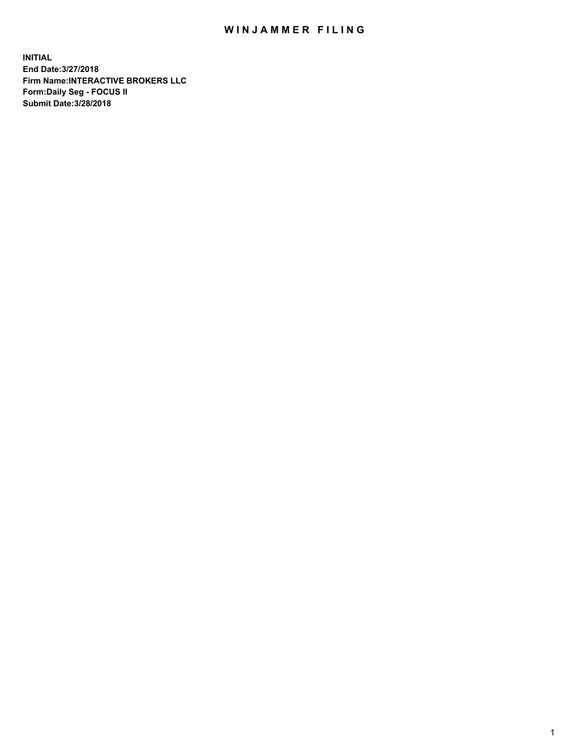# WINJAMMER FILING

**INITIAL**
**End Date:3/27/2018**
**Firm Name:INTERACTIVE BROKERS LLC**
**Form:Daily Seg - FOCUS II**
**Submit Date:3/28/2018**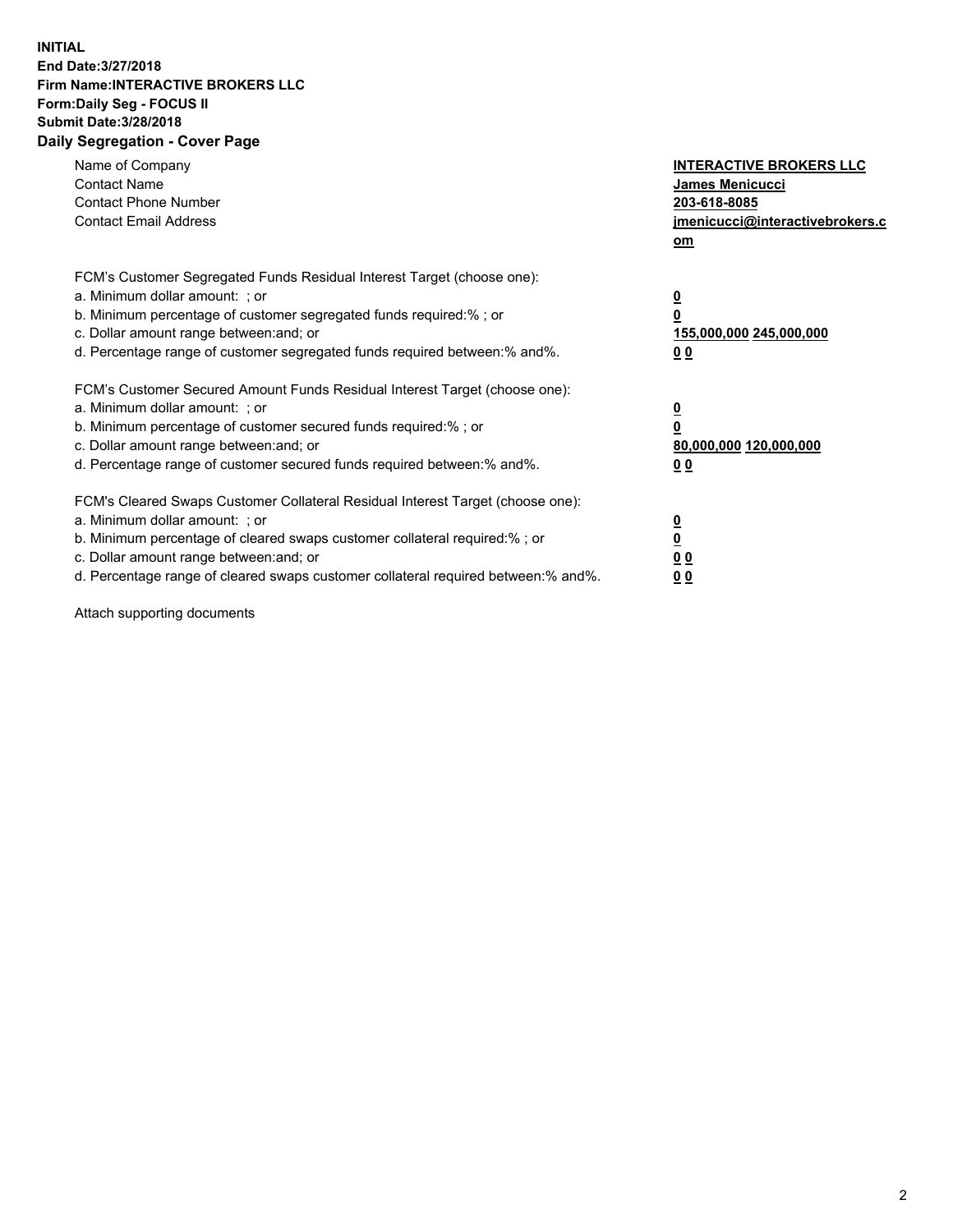**INITIAL**
**End Date:3/27/2018**
**Firm Name:INTERACTIVE BROKERS LLC**
**Form:Daily Seg - FOCUS II**
**Submit Date:3/28/2018**

## Daily Segregation - Cover Page

| | |
|---|---|
| Name of Company | **INTERACTIVE BROKERS LLC** |
| Contact Name | **James Menicucci** |
| Contact Phone Number | **203-618-8085** |
| Contact Email Address | **jmenicucci@interactivebrokers.com** |

FCM's Customer Segregated Funds Residual Interest Target (choose one):

| | |
|---|---|
| a. Minimum dollar amount: ; or | **0** |
| b. Minimum percentage of customer segregated funds required:% ; or | **0** |
| c. Dollar amount range between:and; or | **155,000,000 245,000,000** |
| d. Percentage range of customer segregated funds required between:% and%. | **0 0** |

FCM's Customer Secured Amount Funds Residual Interest Target (choose one):

| | |
|---|---|
| a. Minimum dollar amount: ; or | **0** |
| b. Minimum percentage of customer secured funds required:% ; or | **0** |
| c. Dollar amount range between:and; or | **80,000,000 120,000,000** |
| d. Percentage range of customer secured funds required between:% and%. | **0 0** |

FCM's Cleared Swaps Customer Collateral Residual Interest Target (choose one):

| | |
|---|---|
| a. Minimum dollar amount: ; or | **0** |
| b. Minimum percentage of cleared swaps customer collateral required:% ; or | **0** |
| c. Dollar amount range between:and; or | **0 0** |
| d. Percentage range of cleared swaps customer collateral required between:% and%. | **0 0** |

Attach supporting documents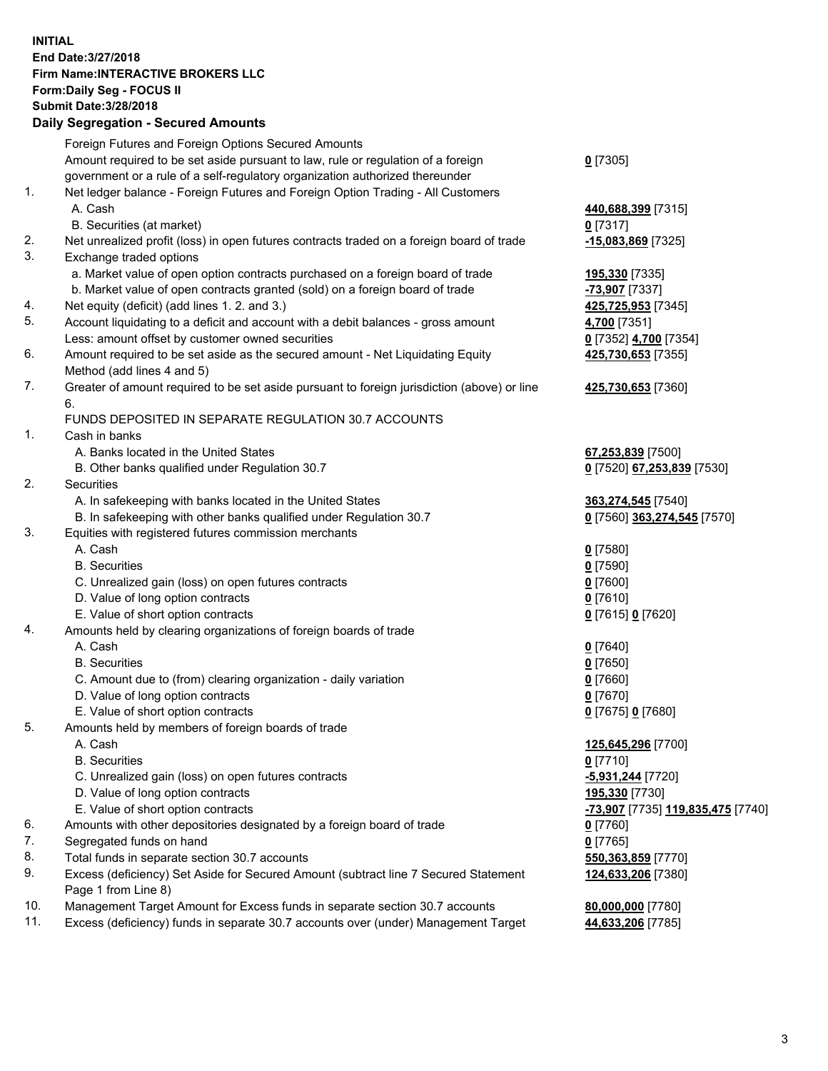**INITIAL**
**End Date:3/27/2018**
**Firm Name:INTERACTIVE BROKERS LLC**
**Form:Daily Seg - FOCUS II**
**Submit Date:3/28/2018**
**Daily Segregation - Secured Amounts**

| | | |
|---|---|---|
| | Foreign Futures and Foreign Options Secured Amounts | |
| | Amount required to be set aside pursuant to law, rule or regulation of a foreign government or a rule of a self-regulatory organization authorized thereunder | **0** [7305] |
| 1. | Net ledger balance - Foreign Futures and Foreign Option Trading - All Customers | |
| | A. Cash | **440,688,399** [7315] |
| | B. Securities (at market) | **0** [7317] |
| 2. | Net unrealized profit (loss) in open futures contracts traded on a foreign board of trade | **-15,083,869** [7325] |
| 3. | Exchange traded options | |
| | a. Market value of open option contracts purchased on a foreign board of trade | **195,330** [7335] |
| | b. Market value of open contracts granted (sold) on a foreign board of trade | **-73,907** [7337] |
| 4. | Net equity (deficit) (add lines 1. 2. and 3.) | **425,725,953** [7345] |
| 5. | Account liquidating to a deficit and account with a debit balances - gross amount | **4,700** [7351] |
| | Less: amount offset by customer owned securities | **0** [7352] **4,700** [7354] |
| 6. | Amount required to be set aside as the secured amount - Net Liquidating Equity Method (add lines 4 and 5) | **425,730,653** [7355] |
| 7. | Greater of amount required to be set aside pursuant to foreign jurisdiction (above) or line 6. | **425,730,653** [7360] |
| | FUNDS DEPOSITED IN SEPARATE REGULATION 30.7 ACCOUNTS | |
| 1. | Cash in banks | |
| | A. Banks located in the United States | **67,253,839** [7500] |
| | B. Other banks qualified under Regulation 30.7 | **0** [7520] **67,253,839** [7530] |
| 2. | Securities | |
| | A. In safekeeping with banks located in the United States | **363,274,545** [7540] |
| | B. In safekeeping with other banks qualified under Regulation 30.7 | **0** [7560] **363,274,545** [7570] |
| 3. | Equities with registered futures commission merchants | |
| | A. Cash | **0** [7580] |
| | B. Securities | **0** [7590] |
| | C. Unrealized gain (loss) on open futures contracts | **0** [7600] |
| | D. Value of long option contracts | **0** [7610] |
| | E. Value of short option contracts | **0** [7615] **0** [7620] |
| 4. | Amounts held by clearing organizations of foreign boards of trade | |
| | A. Cash | **0** [7640] |
| | B. Securities | **0** [7650] |
| | C. Amount due to (from) clearing organization - daily variation | **0** [7660] |
| | D. Value of long option contracts | **0** [7670] |
| | E. Value of short option contracts | **0** [7675] **0** [7680] |
| 5. | Amounts held by members of foreign boards of trade | |
| | A. Cash | **125,645,296** [7700] |
| | B. Securities | **0** [7710] |
| | C. Unrealized gain (loss) on open futures contracts | **-5,931,244** [7720] |
| | D. Value of long option contracts | **195,330** [7730] |
| | E. Value of short option contracts | **-73,907** [7735] **119,835,475** [7740] |
| 6. | Amounts with other depositories designated by a foreign board of trade | **0** [7760] |
| 7. | Segregated funds on hand | **0** [7765] |
| 8. | Total funds in separate section 30.7 accounts | **550,363,859** [7770] |
| 9. | Excess (deficiency) Set Aside for Secured Amount (subtract line 7 Secured Statement Page 1 from Line 8) | **124,633,206** [7380] |
| 10. | Management Target Amount for Excess funds in separate section 30.7 accounts | **80,000,000** [7780] |
| 11. | Excess (deficiency) funds in separate 30.7 accounts over (under) Management Target | **44,633,206** [7785] |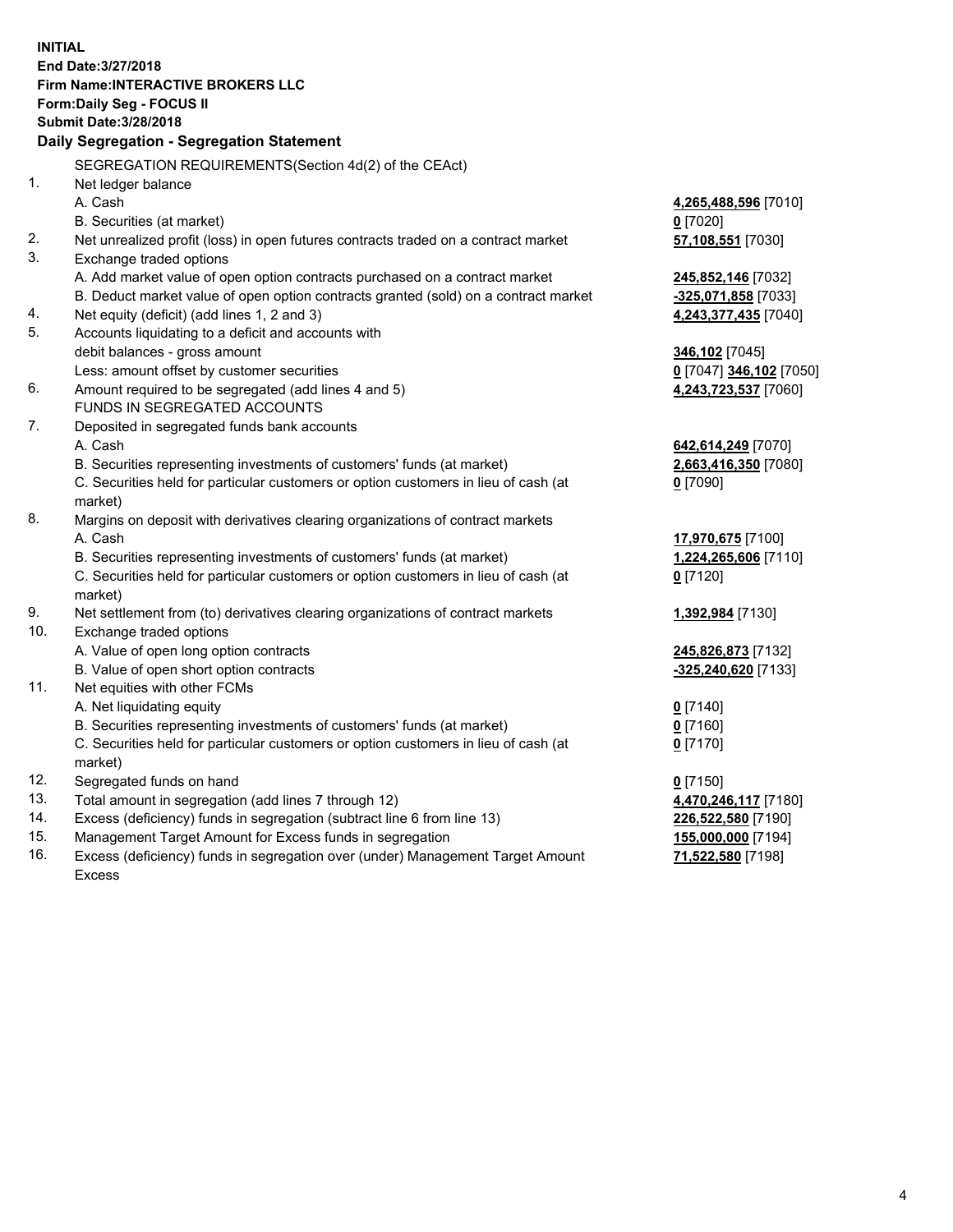**INITIAL**
**End Date:3/27/2018**
**Firm Name:INTERACTIVE BROKERS LLC**
**Form:Daily Seg - FOCUS II**
**Submit Date:3/28/2018**

**Daily Segregation - Segregation Statement**

| | SEGREGATION REQUIREMENTS(Section 4d(2) of the CEAct) | |
|---|---|---|
| 1. | Net ledger balance | |
| | A. Cash | **4,265,488,596** [7010] |
| | B. Securities (at market) | **0** [7020] |
| 2. | Net unrealized profit (loss) in open futures contracts traded on a contract market | **57,108,551** [7030] |
| 3. | Exchange traded options | |
| | A. Add market value of open option contracts purchased on a contract market | **245,852,146** [7032] |
| | B. Deduct market value of open option contracts granted (sold) on a contract market | **-325,071,858** [7033] |
| 4. | Net equity (deficit) (add lines 1, 2 and 3) | **4,243,377,435** [7040] |
| 5. | Accounts liquidating to a deficit and accounts with debit balances - gross amount | **346,102** [7045] |
| | Less: amount offset by customer securities | **0** [7047] **346,102** [7050] |
| 6. | Amount required to be segregated (add lines 4 and 5) | **4,243,723,537** [7060] |
| | FUNDS IN SEGREGATED ACCOUNTS | |
| 7. | Deposited in segregated funds bank accounts | |
| | A. Cash | **642,614,249** [7070] |
| | B. Securities representing investments of customers' funds (at market) | **2,663,416,350** [7080] |
| | C. Securities held for particular customers or option customers in lieu of cash (at market) | **0** [7090] |
| 8. | Margins on deposit with derivatives clearing organizations of contract markets | |
| | A. Cash | **17,970,675** [7100] |
| | B. Securities representing investments of customers' funds (at market) | **1,224,265,606** [7110] |
| | C. Securities held for particular customers or option customers in lieu of cash (at market) | **0** [7120] |
| 9. | Net settlement from (to) derivatives clearing organizations of contract markets | **1,392,984** [7130] |
| 10. | Exchange traded options | |
| | A. Value of open long option contracts | **245,826,873** [7132] |
| | B. Value of open short option contracts | **-325,240,620** [7133] |
| 11. | Net equities with other FCMs | |
| | A. Net liquidating equity | **0** [7140] |
| | B. Securities representing investments of customers' funds (at market) | **0** [7160] |
| | C. Securities held for particular customers or option customers in lieu of cash (at market) | **0** [7170] |
| 12. | Segregated funds on hand | **0** [7150] |
| 13. | Total amount in segregation (add lines 7 through 12) | **4,470,246,117** [7180] |
| 14. | Excess (deficiency) funds in segregation (subtract line 6 from line 13) | **226,522,580** [7190] |
| 15. | Management Target Amount for Excess funds in segregation | **155,000,000** [7194] |
| 16. | Excess (deficiency) funds in segregation over (under) Management Target Amount Excess | **71,522,580** [7198] |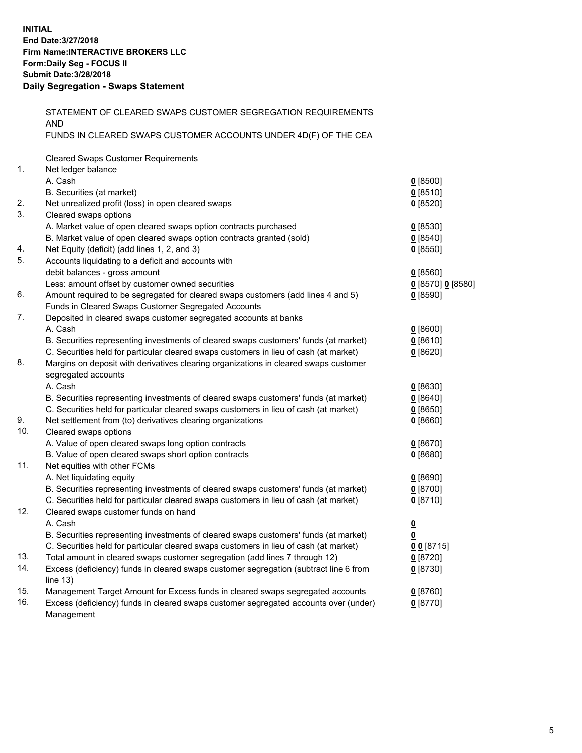**INITIAL**
**End Date:3/27/2018**
**Firm Name:INTERACTIVE BROKERS LLC**
**Form:Daily Seg - FOCUS II**
**Submit Date:3/28/2018**
**Daily Segregation - Swaps Statement**

STATEMENT OF CLEARED SWAPS CUSTOMER SEGREGATION REQUIREMENTS AND FUNDS IN CLEARED SWAPS CUSTOMER ACCOUNTS UNDER 4D(F) OF THE CEA

| | | |
|---|---|---|
| | Cleared Swaps Customer Requirements | |
| 1. | Net ledger balance | |
| | A. Cash | 0 [8500] |
| | B. Securities (at market) | 0 [8510] |
| 2. | Net unrealized profit (loss) in open cleared swaps | 0 [8520] |
| 3. | Cleared swaps options | |
| | A. Market value of open cleared swaps option contracts purchased | 0 [8530] |
| | B. Market value of open cleared swaps option contracts granted (sold) | 0 [8540] |
| 4. | Net Equity (deficit) (add lines 1, 2, and 3) | 0 [8550] |
| 5. | Accounts liquidating to a deficit and accounts with debit balances - gross amount | 0 [8560] |
| | Less: amount offset by customer owned securities | 0 [8570] 0 [8580] |
| 6. | Amount required to be segregated for cleared swaps customers (add lines 4 and 5) | 0 [8590] |
| | Funds in Cleared Swaps Customer Segregated Accounts | |
| 7. | Deposited in cleared swaps customer segregated accounts at banks | |
| | A. Cash | 0 [8600] |
| | B. Securities representing investments of cleared swaps customers' funds (at market) | 0 [8610] |
| | C. Securities held for particular cleared swaps customers in lieu of cash (at market) | 0 [8620] |
| 8. | Margins on deposit with derivatives clearing organizations in cleared swaps customer segregated accounts | |
| | A. Cash | 0 [8630] |
| | B. Securities representing investments of cleared swaps customers' funds (at market) | 0 [8640] |
| | C. Securities held for particular cleared swaps customers in lieu of cash (at market) | 0 [8650] |
| 9. | Net settlement from (to) derivatives clearing organizations | 0 [8660] |
| 10. | Cleared swaps options | |
| | A. Value of open cleared swaps long option contracts | 0 [8670] |
| | B. Value of open cleared swaps short option contracts | 0 [8680] |
| 11. | Net equities with other FCMs | |
| | A. Net liquidating equity | 0 [8690] |
| | B. Securities representing investments of cleared swaps customers' funds (at market) | 0 [8700] |
| | C. Securities held for particular cleared swaps customers in lieu of cash (at market) | 0 [8710] |
| 12. | Cleared swaps customer funds on hand | |
| | A. Cash | 0 |
| | B. Securities representing investments of cleared swaps customers' funds (at market) | 0 |
| | C. Securities held for particular cleared swaps customers in lieu of cash (at market) | 0 0 [8715] |
| 13. | Total amount in cleared swaps customer segregation (add lines 7 through 12) | 0 [8720] |
| 14. | Excess (deficiency) funds in cleared swaps customer segregation (subtract line 6 from line 13) | 0 [8730] |
| 15. | Management Target Amount for Excess funds in cleared swaps segregated accounts | 0 [8760] |
| 16. | Excess (deficiency) funds in cleared swaps customer segregated accounts over (under) Management | 0 [8770] |